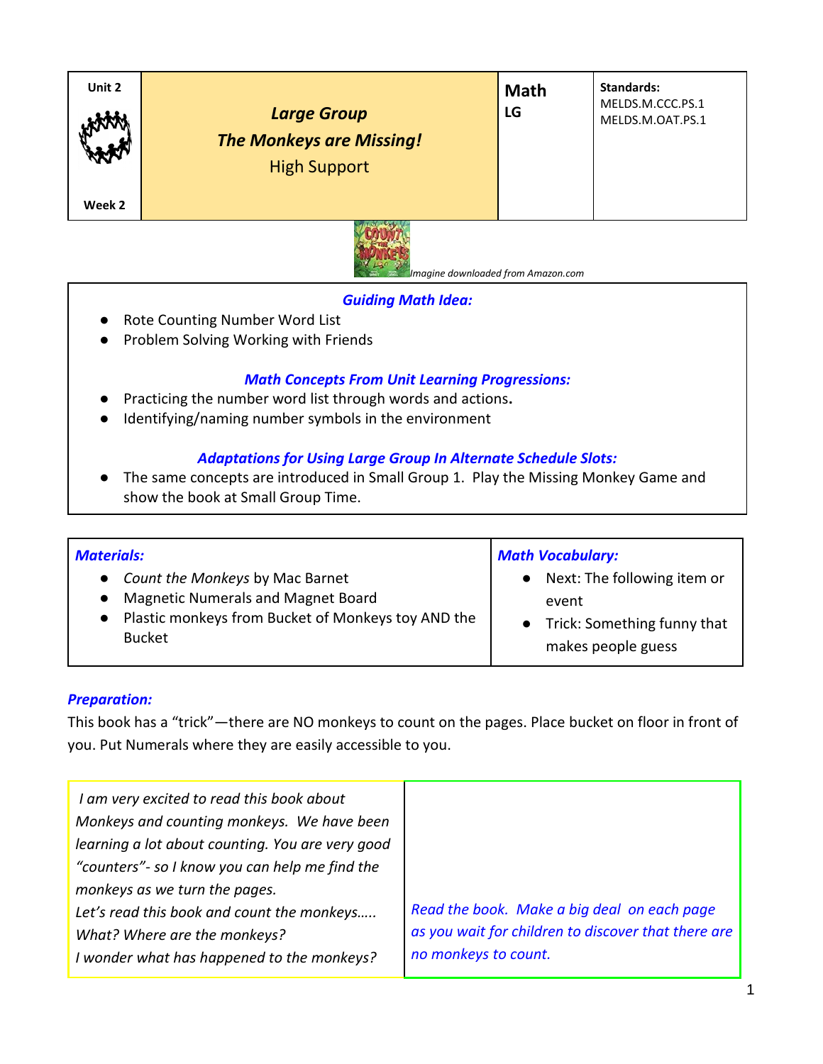| Unit 2<br><br>Week 2 | *Large Group*<br>***The Monkeys are Missing!***<br>High Support | **Math**<br>**LG** | **Standards:**<br>MELDS.M.CCC.PS.1<br>MELDS.M.OAT.PS.1 |
|---|---|---|---|

*Imagine downloaded from Amazon.com*

***Guiding Math Idea:***

- Rote Counting Number Word List
- Problem Solving Working with Friends

***Math Concepts From Unit Learning Progressions:***

- Practicing the number word list through words and actions**.**
- Identifying/naming number symbols in the environment

***Adaptations for Using Large Group In Alternate Schedule Slots:***

- The same concepts are introduced in Small Group 1. Play the Missing Monkey Game and show the book at Small Group Time.

| ***Materials:*** | ***Math Vocabulary:*** |
|---|---|
| • *Count the Monkeys* by Mac Barnet<br>• Magnetic Numerals and Magnet Board<br>• Plastic monkeys from Bucket of Monkeys toy AND the Bucket | • Next: The following item or event<br>• Trick: Something funny that makes people guess |

***Preparation:***

This book has a "trick"—there are NO monkeys to count on the pages. Place bucket on floor in front of you. Put Numerals where they are easily accessible to you.

| | |
|---|---|
| *I am very excited to read this book about Monkeys and counting monkeys. We have been learning a lot about counting. You are very good "counters"- so I know you can help me find the monkeys as we turn the pages.*<br>*Let's read this book and count the monkeys…..*<br>*What? Where are the monkeys?*<br>*I wonder what has happened to the monkeys?* | *Read the book. Make a big deal on each page as you wait for children to discover that there are no monkeys to count.* |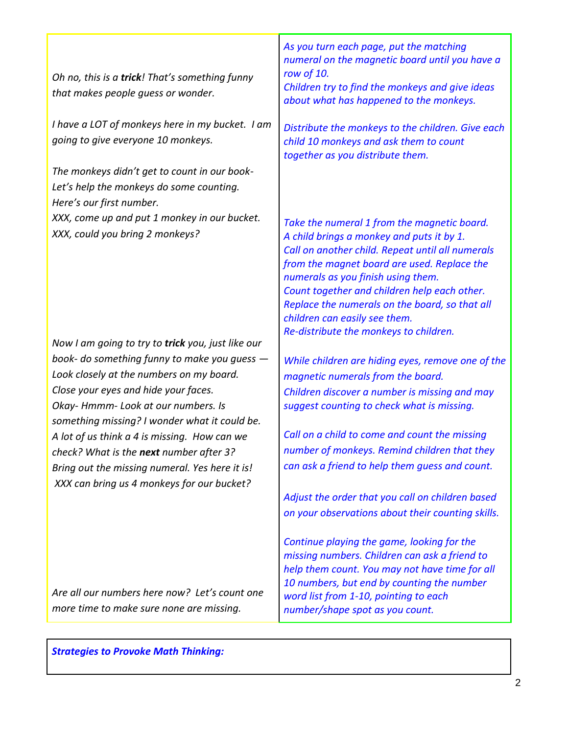| | |
|---|---|
| *Oh no, this is a **trick**! That's something funny that makes people guess or wonder.* | *As you turn each page, put the matching numeral on the magnetic board until you have a row of 10.* *Children try to find the monkeys and give ideas about what has happened to the monkeys.* |
| *I have a LOT of monkeys here in my bucket. I am going to give everyone 10 monkeys.* | *Distribute the monkeys to the children. Give each child 10 monkeys and ask them to count together as you distribute them.* |
| *The monkeys didn't get to count in our book- Let's help the monkeys do some counting. Here's our first number.* *XXX, come up and put 1 monkey in our bucket.* *XXX, could you bring 2 monkeys?* | *Take the numeral 1 from the magnetic board.* *A child brings a monkey and puts it by 1.* *Call on another child. Repeat until all numerals from the magnet board are used. Replace the numerals as you finish using them.* *Count together and children help each other.* *Replace the numerals on the board, so that all children can easily see them.* *Re-distribute the monkeys to children.* |
| *Now I am going to try to **trick** you, just like our book- do something funny to make you guess — Look closely at the numbers on my board.* *Close your eyes and hide your faces.* *Okay- Hmmm- Look at our numbers. Is something missing? I wonder what it could be.* *A lot of us think a 4 is missing. How can we check? What is the **next** number after 3?* *Bring out the missing numeral. Yes here it is!* *XXX can bring us 4 monkeys for our bucket?* | *While children are hiding eyes, remove one of the magnetic numerals from the board.* *Children discover a number is missing and may suggest counting to check what is missing.* *Call on a child to come and count the missing number of monkeys. Remind children that they can ask a friend to help them guess and count.* *Adjust the order that you call on children based on your observations about their counting skills.* |
| *Are all our numbers here now? Let's count one more time to make sure none are missing.* | *Continue playing the game, looking for the missing numbers. Children can ask a friend to help them count. You may not have time for all 10 numbers, but end by counting the number word list from 1-10, pointing to each number/shape spot as you count.* |

***Strategies to Provoke Math Thinking:***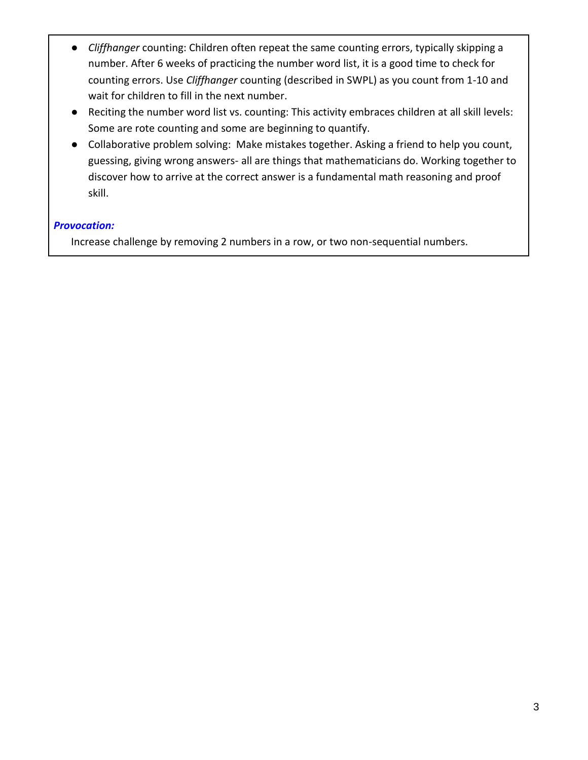- *Cliffhanger* counting: Children often repeat the same counting errors, typically skipping a number. After 6 weeks of practicing the number word list, it is a good time to check for counting errors. Use *Cliffhanger* counting (described in SWPL) as you count from 1-10 and wait for children to fill in the next number.
- Reciting the number word list vs. counting: This activity embraces children at all skill levels: Some are rote counting and some are beginning to quantify.
- Collaborative problem solving: Make mistakes together. Asking a friend to help you count, guessing, giving wrong answers- all are things that mathematicians do. Working together to discover how to arrive at the correct answer is a fundamental math reasoning and proof skill.

***Provocation:***

Increase challenge by removing 2 numbers in a row, or two non-sequential numbers.